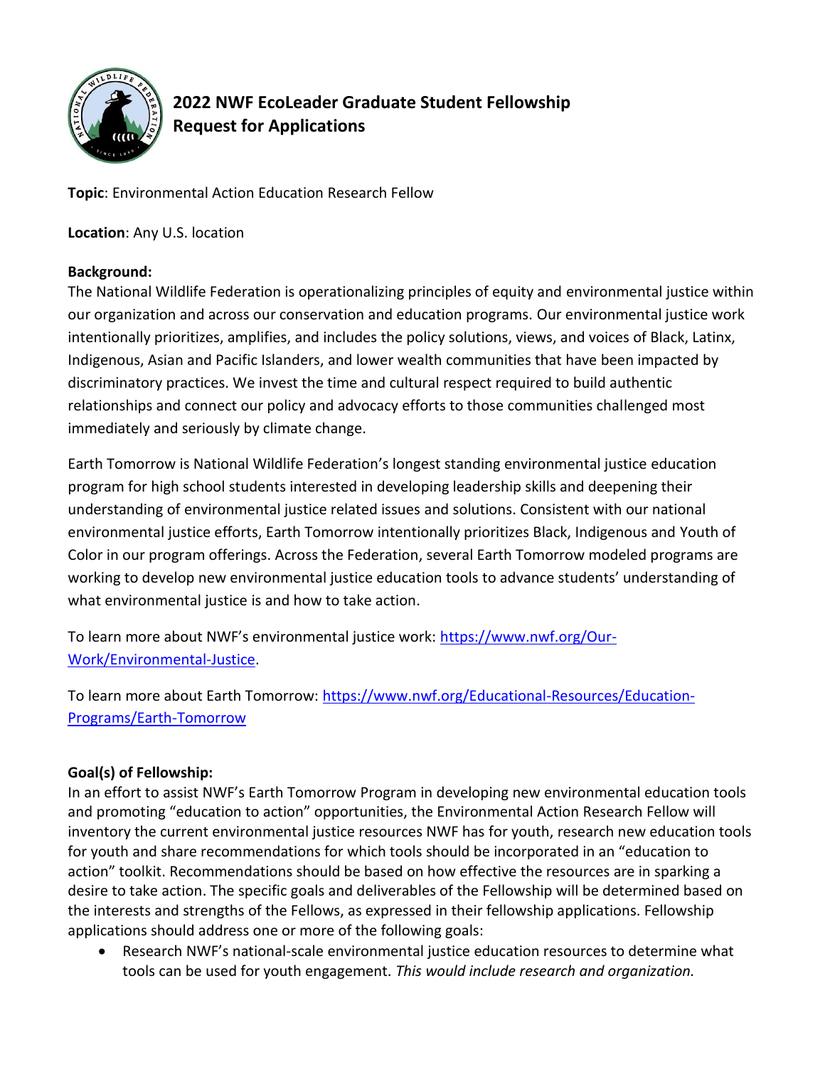# 2022 NWF EcoLeader Graduate Student Fellowship
# Request for Applications

**Topic**: Environmental Action Education Research Fellow

**Location**: Any U.S. location

**Background:**

The National Wildlife Federation is operationalizing principles of equity and environmental justice within our organization and across our conservation and education programs. Our environmental justice work intentionally prioritizes, amplifies, and includes the policy solutions, views, and voices of Black, Latinx, Indigenous, Asian and Pacific Islanders, and lower wealth communities that have been impacted by discriminatory practices. We invest the time and cultural respect required to build authentic relationships and connect our policy and advocacy efforts to those communities challenged most immediately and seriously by climate change.

Earth Tomorrow is National Wildlife Federation's longest standing environmental justice education program for high school students interested in developing leadership skills and deepening their understanding of environmental justice related issues and solutions. Consistent with our national environmental justice efforts, Earth Tomorrow intentionally prioritizes Black, Indigenous and Youth of Color in our program offerings. Across the Federation, several Earth Tomorrow modeled programs are working to develop new environmental justice education tools to advance students' understanding of what environmental justice is and how to take action.

To learn more about NWF's environmental justice work: [https://www.nwf.org/Our-Work/Environmental-Justice](https://www.nwf.org/Our-Work/Environmental-Justice).

To learn more about Earth Tomorrow: [https://www.nwf.org/Educational-Resources/Education-Programs/Earth-Tomorrow](https://www.nwf.org/Educational-Resources/Education-Programs/Earth-Tomorrow)

**Goal(s) of Fellowship:**

In an effort to assist NWF's Earth Tomorrow Program in developing new environmental education tools and promoting "education to action" opportunities, the Environmental Action Research Fellow will inventory the current environmental justice resources NWF has for youth, research new education tools for youth and share recommendations for which tools should be incorporated in an "education to action" toolkit. Recommendations should be based on how effective the resources are in sparking a desire to take action. The specific goals and deliverables of the Fellowship will be determined based on the interests and strengths of the Fellows, as expressed in their fellowship applications. Fellowship applications should address one or more of the following goals:

- Research NWF's national-scale environmental justice education resources to determine what tools can be used for youth engagement. *This would include research and organization.*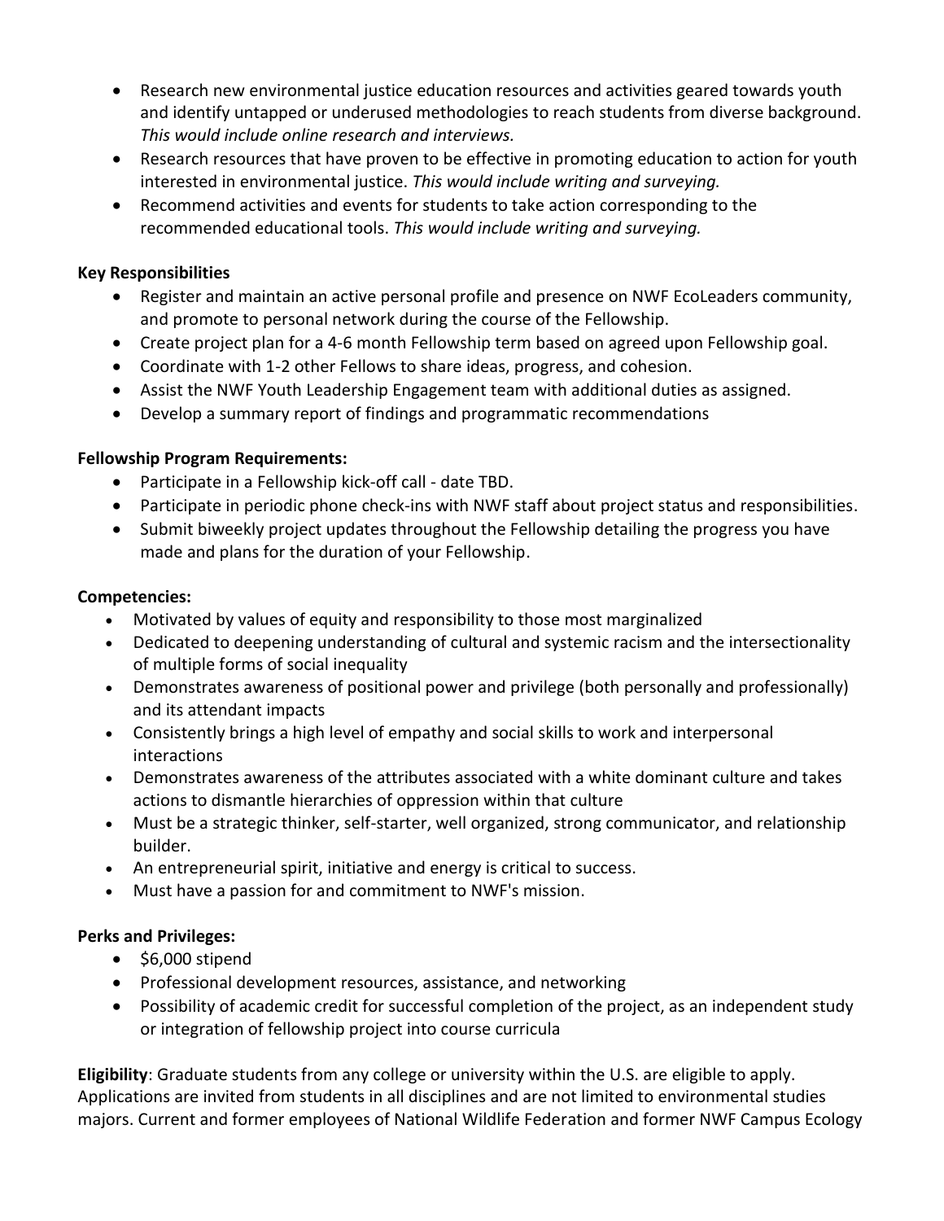- Research new environmental justice education resources and activities geared towards youth and identify untapped or underused methodologies to reach students from diverse background. *This would include online research and interviews.*
- Research resources that have proven to be effective in promoting education to action for youth interested in environmental justice. *This would include writing and surveying.*
- Recommend activities and events for students to take action corresponding to the recommended educational tools. *This would include writing and surveying.*

**Key Responsibilities**

- Register and maintain an active personal profile and presence on NWF EcoLeaders community, and promote to personal network during the course of the Fellowship.
- Create project plan for a 4-6 month Fellowship term based on agreed upon Fellowship goal.
- Coordinate with 1-2 other Fellows to share ideas, progress, and cohesion.
- Assist the NWF Youth Leadership Engagement team with additional duties as assigned.
- Develop a summary report of findings and programmatic recommendations

**Fellowship Program Requirements:**

- Participate in a Fellowship kick-off call - date TBD.
- Participate in periodic phone check-ins with NWF staff about project status and responsibilities.
- Submit biweekly project updates throughout the Fellowship detailing the progress you have made and plans for the duration of your Fellowship.

**Competencies:**

- Motivated by values of equity and responsibility to those most marginalized
- Dedicated to deepening understanding of cultural and systemic racism and the intersectionality of multiple forms of social inequality
- Demonstrates awareness of positional power and privilege (both personally and professionally) and its attendant impacts
- Consistently brings a high level of empathy and social skills to work and interpersonal interactions
- Demonstrates awareness of the attributes associated with a white dominant culture and takes actions to dismantle hierarchies of oppression within that culture
- Must be a strategic thinker, self-starter, well organized, strong communicator, and relationship builder.
- An entrepreneurial spirit, initiative and energy is critical to success.
- Must have a passion for and commitment to NWF's mission.

**Perks and Privileges:**

- $6,000 stipend
- Professional development resources, assistance, and networking
- Possibility of academic credit for successful completion of the project, as an independent study or integration of fellowship project into course curricula

**Eligibility**: Graduate students from any college or university within the U.S. are eligible to apply. Applications are invited from students in all disciplines and are not limited to environmental studies majors. Current and former employees of National Wildlife Federation and former NWF Campus Ecology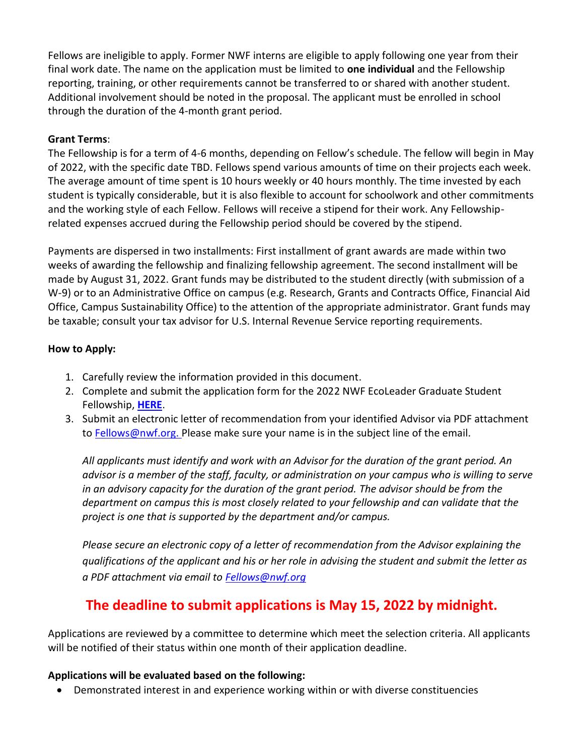Fellows are ineligible to apply. Former NWF interns are eligible to apply following one year from their final work date. The name on the application must be limited to **one individual** and the Fellowship reporting, training, or other requirements cannot be transferred to or shared with another student. Additional involvement should be noted in the proposal. The applicant must be enrolled in school through the duration of the 4-month grant period.

**Grant Terms**:

The Fellowship is for a term of 4-6 months, depending on Fellow's schedule. The fellow will begin in May of 2022, with the specific date TBD. Fellows spend various amounts of time on their projects each week. The average amount of time spent is 10 hours weekly or 40 hours monthly. The time invested by each student is typically considerable, but it is also flexible to account for schoolwork and other commitments and the working style of each Fellow. Fellows will receive a stipend for their work. Any Fellowship-related expenses accrued during the Fellowship period should be covered by the stipend.

Payments are dispersed in two installments: First installment of grant awards are made within two weeks of awarding the fellowship and finalizing fellowship agreement. The second installment will be made by August 31, 2022. Grant funds may be distributed to the student directly (with submission of a W-9) or to an Administrative Office on campus (e.g. Research, Grants and Contracts Office, Financial Aid Office, Campus Sustainability Office) to the attention of the appropriate administrator. Grant funds may be taxable; consult your tax advisor for U.S. Internal Revenue Service reporting requirements.

**How to Apply:**

1. Carefully review the information provided in this document.
2. Complete and submit the application form for the 2022 NWF EcoLeader Graduate Student Fellowship, **HERE**.
3. Submit an electronic letter of recommendation from your identified Advisor via PDF attachment to Fellows@nwf.org. Please make sure your name is in the subject line of the email.

   *All applicants must identify and work with an Advisor for the duration of the grant period. An advisor is a member of the staff, faculty, or administration on your campus who is willing to serve in an advisory capacity for the duration of the grant period. The advisor should be from the department on campus this is most closely related to your fellowship and can validate that the project is one that is supported by the department and/or campus.*

   *Please secure an electronic copy of a letter of recommendation from the Advisor explaining the qualifications of the applicant and his or her role in advising the student and submit the letter as a PDF attachment via email to Fellows@nwf.org*

## The deadline to submit applications is May 15, 2022 by midnight.

Applications are reviewed by a committee to determine which meet the selection criteria. All applicants will be notified of their status within one month of their application deadline.

**Applications will be evaluated based on the following:**

- Demonstrated interest in and experience working within or with diverse constituencies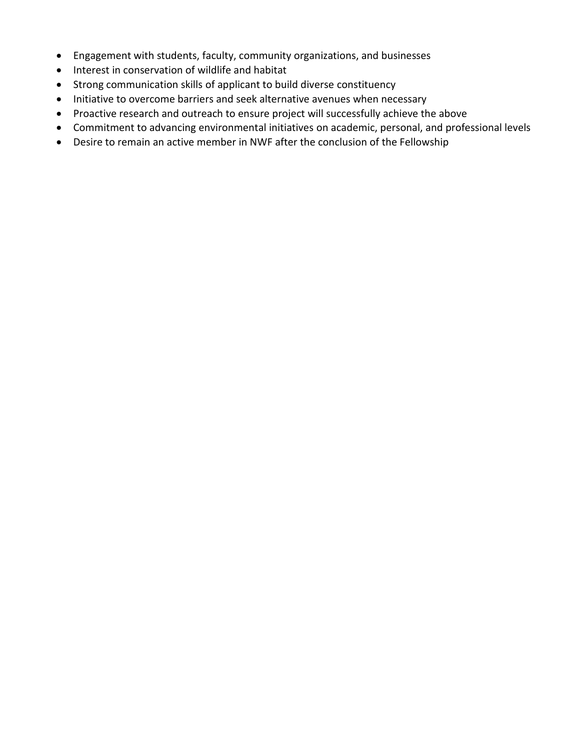- Engagement with students, faculty, community organizations, and businesses
- Interest in conservation of wildlife and habitat
- Strong communication skills of applicant to build diverse constituency
- Initiative to overcome barriers and seek alternative avenues when necessary
- Proactive research and outreach to ensure project will successfully achieve the above
- Commitment to advancing environmental initiatives on academic, personal, and professional levels
- Desire to remain an active member in NWF after the conclusion of the Fellowship